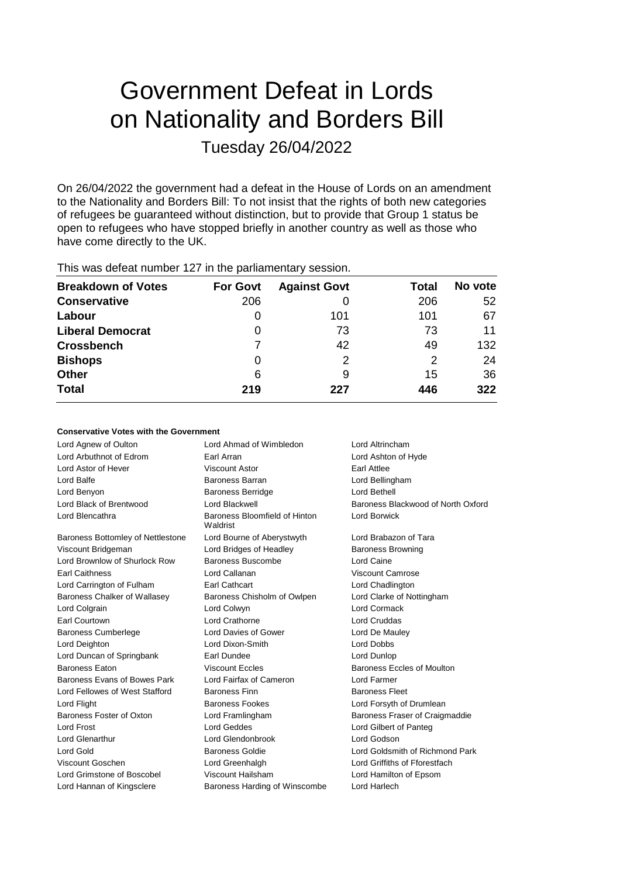# Government Defeat in Lords on Nationality and Borders Bill

Tuesday 26/04/2022

On 26/04/2022 the government had a defeat in the House of Lords on an amendment to the Nationality and Borders Bill: To not insist that the rights of both new categories of refugees be guaranteed without distinction, but to provide that Group 1 status be open to refugees who have stopped briefly in another country as well as those who have come directly to the UK.

This was defeat number 127 in the parliamentary session.

| Breakdown of Votes | For Govt | Against Govt | Total | No vote |
|---|---|---|---|---|
| Conservative | 206 | 0 | 206 | 52 |
| Labour | 0 | 101 | 101 | 67 |
| Liberal Democrat | 0 | 73 | 73 | 11 |
| Crossbench | 7 | 42 | 49 | 132 |
| Bishops | 0 | 2 | 2 | 24 |
| Other | 6 | 9 | 15 | 36 |
| **Total** | **219** | **227** | **446** | **322** |

### Conservative Votes with the Government

| | | |
|---|---|---|
| Lord Agnew of Oulton | Lord Ahmad of Wimbledon | Lord Altrincham |
| Lord Arbuthnot of Edrom | Earl Arran | Lord Ashton of Hyde |
| Lord Astor of Hever | Viscount Astor | Earl Attlee |
| Lord Balfe | Baroness Barran | Lord Bellingham |
| Lord Benyon | Baroness Berridge | Lord Bethell |
| Lord Black of Brentwood | Lord Blackwell | Baroness Blackwood of North Oxford |
| Lord Blencathra | Baroness Bloomfield of Hinton Waldrist | Lord Borwick |
| Baroness Bottomley of Nettlestone | Lord Bourne of Aberystwyth | Lord Brabazon of Tara |
| Viscount Bridgeman | Lord Bridges of Headley | Baroness Browning |
| Lord Brownlow of Shurlock Row | Baroness Buscombe | Lord Caine |
| Earl Caithness | Lord Callanan | Viscount Camrose |
| Lord Carrington of Fulham | Earl Cathcart | Lord Chadlington |
| Baroness Chalker of Wallasey | Baroness Chisholm of Owlpen | Lord Clarke of Nottingham |
| Lord Colgrain | Lord Colwyn | Lord Cormack |
| Earl Courtown | Lord Crathorne | Lord Cruddas |
| Baroness Cumberlege | Lord Davies of Gower | Lord De Mauley |
| Lord Deighton | Lord Dixon-Smith | Lord Dobbs |
| Lord Duncan of Springbank | Earl Dundee | Lord Dunlop |
| Baroness Eaton | Viscount Eccles | Baroness Eccles of Moulton |
| Baroness Evans of Bowes Park | Lord Fairfax of Cameron | Lord Farmer |
| Lord Fellowes of West Stafford | Baroness Finn | Baroness Fleet |
| Lord Flight | Baroness Fookes | Lord Forsyth of Drumlean |
| Baroness Foster of Oxton | Lord Framlingham | Baroness Fraser of Craigmaddie |
| Lord Frost | Lord Geddes | Lord Gilbert of Panteg |
| Lord Glenarthur | Lord Glendonbrook | Lord Godson |
| Lord Gold | Baroness Goldie | Lord Goldsmith of Richmond Park |
| Viscount Goschen | Lord Greenhalgh | Lord Griffiths of Fforestfach |
| Lord Grimstone of Boscobel | Viscount Hailsham | Lord Hamilton of Epsom |
| Lord Hannan of Kingsclere | Baroness Harding of Winscombe | Lord Harlech |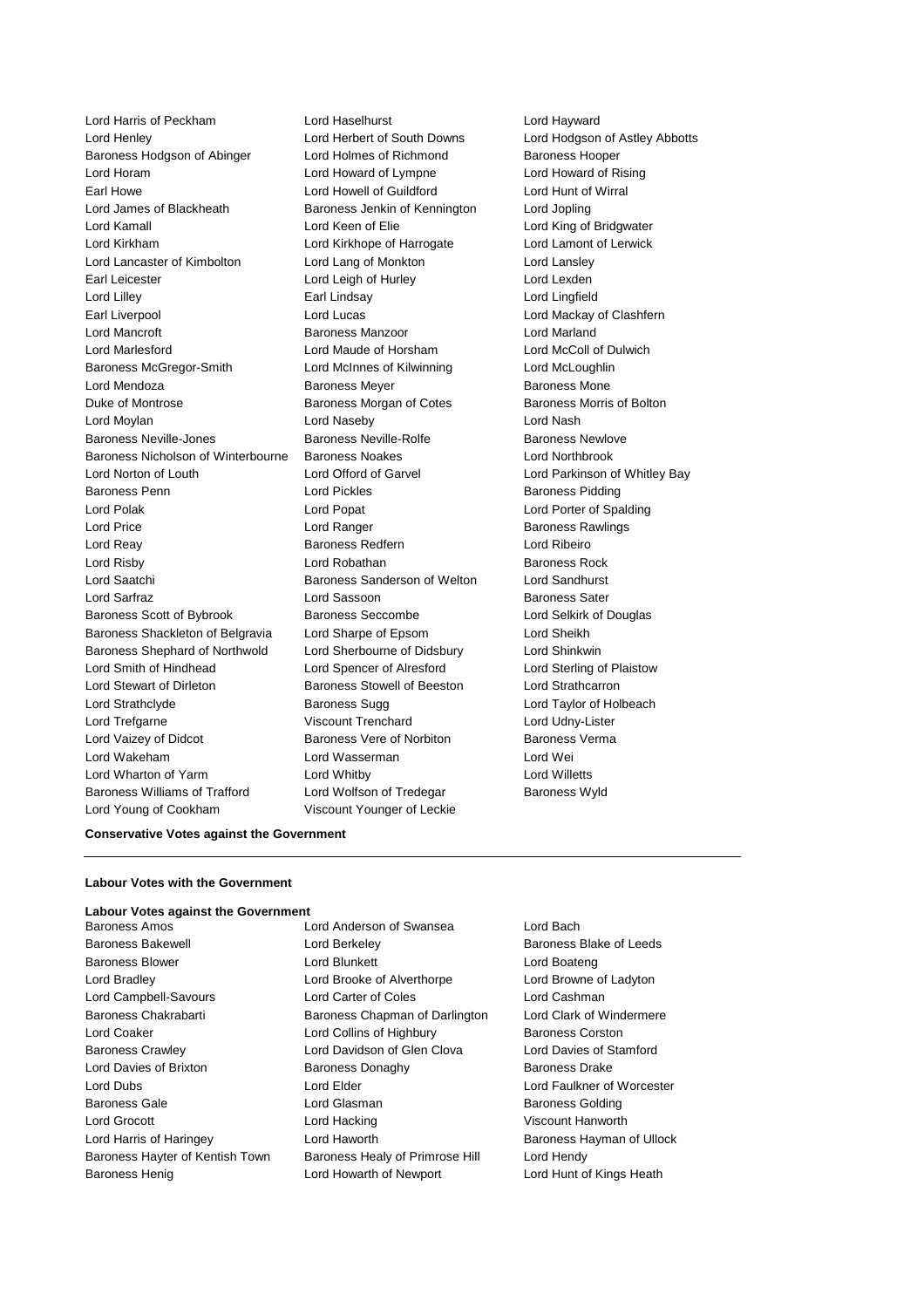Lord Harris of Peckham Lord Haselhurst Lord Hayward
Lord Henley Lord Herbert of South Downs Lord Hodgson of Astley Abbotts
Baroness Hodgson of Abinger Lord Holmes of Richmond Baroness Hooper
Lord Horam Lord Howard of Lympne Lord Howard of Rising
Earl Howe Lord Howell of Guildford Lord Hunt of Wirral
Lord James of Blackheath Baroness Jenkin of Kennington Lord Jopling
Lord Kamall Lord Keen of Elie Lord King of Bridgwater
Lord Kirkham Lord Kirkhope of Harrogate Lord Lamont of Lerwick
Lord Lancaster of Kimbolton Lord Lang of Monkton Lord Lansley
Earl Leicester Lord Leigh of Hurley Lord Lexden
Lord Lilley Earl Lindsay Lord Lingfield
Earl Liverpool Lord Lucas Lord Mackay of Clashfern
Lord Mancroft Baroness Manzoor Lord Marland
Lord Marlesford Lord Maude of Horsham Lord McColl of Dulwich
Baroness McGregor-Smith Lord McInnes of Kilwinning Lord McLoughlin
Lord Mendoza Baroness Meyer Baroness Mone
Duke of Montrose Baroness Morgan of Cotes Baroness Morris of Bolton
Lord Moylan Lord Naseby Lord Nash
Baroness Neville-Jones Baroness Neville-Rolfe Baroness Newlove
Baroness Nicholson of Winterbourne Baroness Noakes Lord Northbrook
Lord Norton of Louth Lord Offord of Garvel Lord Parkinson of Whitley Bay
Baroness Penn Lord Pickles Baroness Pidding
Lord Polak Lord Popat Lord Porter of Spalding
Lord Price Lord Ranger Baroness Rawlings
Lord Reay Baroness Redfern Lord Ribeiro
Lord Risby Lord Robathan Baroness Rock
Lord Saatchi Baroness Sanderson of Welton Lord Sandhurst
Lord Sarfraz Lord Sassoon Baroness Sater
Baroness Scott of Bybrook Baroness Seccombe Lord Selkirk of Douglas
Baroness Shackleton of Belgravia Lord Sharpe of Epsom Lord Sheikh
Baroness Shephard of Northwold Lord Sherbourne of Didsbury Lord Shinkwin
Lord Smith of Hindhead Lord Spencer of Alresford Lord Sterling of Plaistow
Lord Stewart of Dirleton Baroness Stowell of Beeston Lord Strathcarron
Lord Strathclyde Baroness Sugg Lord Taylor of Holbeach
Lord Trefgarne Viscount Trenchard Lord Udny-Lister
Lord Vaizey of Didcot Baroness Vere of Norbiton Baroness Verma
Lord Wakeham Lord Wasserman Lord Wei
Lord Wharton of Yarm Lord Whitby Lord Willetts
Baroness Williams of Trafford Lord Wolfson of Tredegar Baroness Wyld
Lord Young of Cookham Viscount Younger of Leckie

**Conservative Votes against the Government**

---

**Labour Votes with the Government**

**Labour Votes against the Government**

Baroness Amos Lord Anderson of Swansea Lord Bach
Baroness Bakewell Lord Berkeley Baroness Blake of Leeds
Baroness Blower Lord Blunkett Lord Boateng
Lord Bradley Lord Brooke of Alverthorpe Lord Browne of Ladyton
Lord Campbell-Savours Lord Carter of Coles Lord Cashman
Baroness Chakrabarti Baroness Chapman of Darlington Lord Clark of Windermere
Lord Coaker Lord Collins of Highbury Baroness Corston
Baroness Crawley Lord Davidson of Glen Clova Lord Davies of Stamford
Lord Davies of Brixton Baroness Donaghy Baroness Drake
Lord Dubs Lord Elder Lord Faulkner of Worcester
Baroness Gale Lord Glasman Baroness Golding
Lord Grocott Lord Hacking Viscount Hanworth
Lord Harris of Haringey Lord Haworth Baroness Hayman of Ullock
Baroness Hayter of Kentish Town Baroness Healy of Primrose Hill Lord Hendy
Baroness Henig Lord Howarth of Newport Lord Hunt of Kings Heath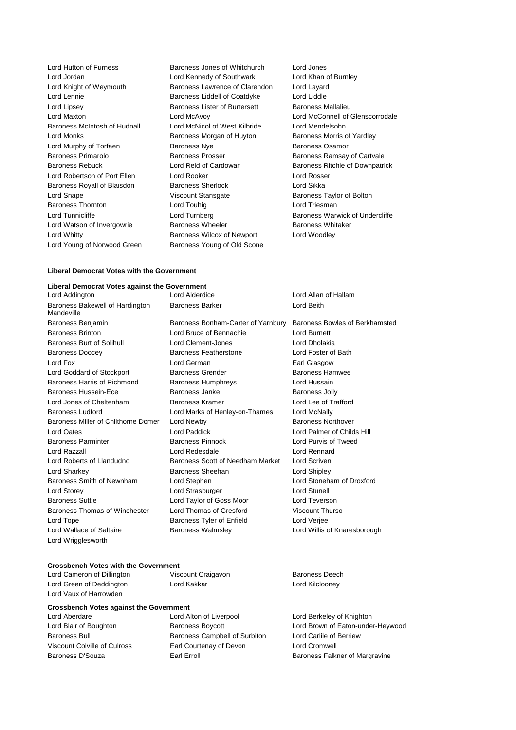Lord Hutton of Furness
Baroness Jones of Whitchurch
Lord Jones
Lord Jordan
Lord Kennedy of Southwark
Lord Khan of Burnley
Lord Knight of Weymouth
Baroness Lawrence of Clarendon
Lord Layard
Lord Lennie
Baroness Liddell of Coatdyke
Lord Liddle
Lord Lipsey
Baroness Lister of Burtersett
Baroness Mallalieu
Lord Maxton
Lord McAvoy
Lord McConnell of Glenscorrodale
Baroness McIntosh of Hudnall
Lord McNicol of West Kilbride
Lord Mendelsohn
Lord Monks
Baroness Morgan of Huyton
Baroness Morris of Yardley
Lord Murphy of Torfaen
Baroness Nye
Baroness Osamor
Baroness Primarolo
Baroness Prosser
Baroness Ramsay of Cartvale
Baroness Rebuck
Lord Reid of Cardowan
Baroness Ritchie of Downpatrick
Lord Robertson of Port Ellen
Lord Rooker
Lord Rosser
Baroness Royall of Blaisdon
Baroness Sherlock
Lord Sikka
Lord Snape
Viscount Stansgate
Baroness Taylor of Bolton
Baroness Thornton
Lord Touhig
Lord Triesman
Lord Tunnicliffe
Lord Turnberg
Baroness Warwick of Undercliffe
Lord Watson of Invergowrie
Baroness Wheeler
Baroness Whitaker
Lord Whitty
Baroness Wilcox of Newport
Lord Woodley
Lord Young of Norwood Green
Baroness Young of Old Scone

---

**Liberal Democrat Votes with the Government**

**Liberal Democrat Votes against the Government**

Lord Addington
Lord Alderdice
Lord Allan of Hallam
Baroness Bakewell of Hardington Mandeville
Baroness Barker
Lord Beith
Baroness Benjamin
Baroness Bonham-Carter of Yarnbury
Baroness Bowles of Berkhamsted
Baroness Brinton
Lord Bruce of Bennachie
Lord Burnett
Baroness Burt of Solihull
Lord Clement-Jones
Lord Dholakia
Baroness Doocey
Baroness Featherstone
Lord Foster of Bath
Lord Fox
Lord German
Earl Glasgow
Lord Goddard of Stockport
Baroness Grender
Baroness Hamwee
Baroness Harris of Richmond
Baroness Humphreys
Lord Hussain
Baroness Hussein-Ece
Baroness Janke
Baroness Jolly
Lord Jones of Cheltenham
Baroness Kramer
Lord Lee of Trafford
Baroness Ludford
Lord Marks of Henley-on-Thames
Lord McNally
Baroness Miller of Chilthorne Domer
Lord Newby
Baroness Northover
Lord Oates
Lord Paddick
Lord Palmer of Childs Hill
Baroness Parminter
Baroness Pinnock
Lord Purvis of Tweed
Lord Razzall
Lord Redesdale
Lord Rennard
Lord Roberts of Llandudno
Baroness Scott of Needham Market
Lord Scriven
Lord Sharkey
Baroness Sheehan
Lord Shipley
Baroness Smith of Newnham
Lord Stephen
Lord Stoneham of Droxford
Lord Storey
Lord Strasburger
Lord Stunell
Baroness Suttie
Lord Taylor of Goss Moor
Lord Teverson
Baroness Thomas of Winchester
Lord Thomas of Gresford
Viscount Thurso
Lord Tope
Baroness Tyler of Enfield
Lord Verjee
Lord Wallace of Saltaire
Baroness Walmsley
Lord Willis of Knaresborough
Lord Wrigglesworth

---

**Crossbench Votes with the Government**

Lord Cameron of Dillington
Viscount Craigavon
Baroness Deech
Lord Green of Deddington
Lord Kakkar
Lord Kilclooney
Lord Vaux of Harrowden

**Crossbench Votes against the Government**

Lord Aberdare
Lord Alton of Liverpool
Lord Berkeley of Knighton
Lord Blair of Boughton
Baroness Boycott
Lord Brown of Eaton-under-Heywood
Baroness Bull
Baroness Campbell of Surbiton
Lord Carlile of Berriew
Viscount Colville of Culross
Earl Courtenay of Devon
Lord Cromwell
Baroness D'Souza
Earl Erroll
Baroness Falkner of Margravine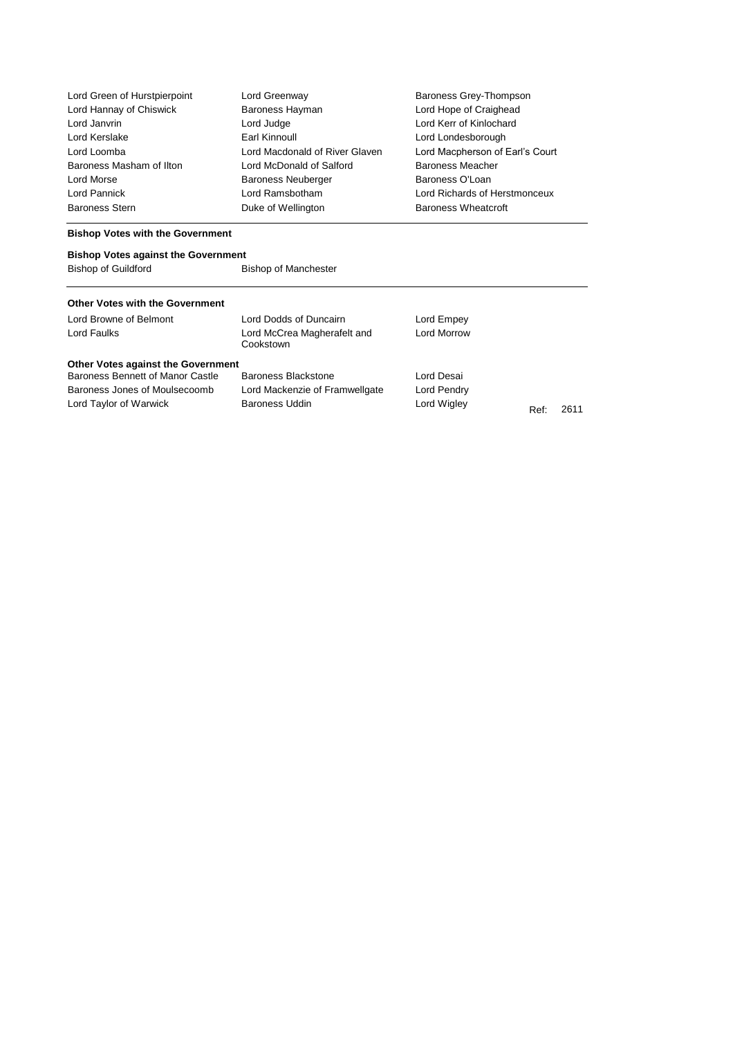| | | |
|---|---|---|
| Lord Green of Hurstpierpoint | Lord Greenway | Baroness Grey-Thompson |
| Lord Hannay of Chiswick | Baroness Hayman | Lord Hope of Craighead |
| Lord Janvrin | Lord Judge | Lord Kerr of Kinlochard |
| Lord Kerslake | Earl Kinnoull | Lord Londesborough |
| Lord Loomba | Lord Macdonald of River Glaven | Lord Macpherson of Earl's Court |
| Baroness Masham of Ilton | Lord McDonald of Salford | Baroness Meacher |
| Lord Morse | Baroness Neuberger | Baroness O'Loan |
| Lord Pannick | Lord Ramsbotham | Lord Richards of Herstmonceux |
| Baroness Stern | Duke of Wellington | Baroness Wheatcroft |

**Bishop Votes with the Government**

**Bishop Votes against the Government**

| | |
|---|---|
| Bishop of Guildford | Bishop of Manchester |

**Other Votes with the Government**

| | | |
|---|---|---|
| Lord Browne of Belmont | Lord Dodds of Duncairn | Lord Empey |
| Lord Faulks | Lord McCrea Magherafelt and Cookstown | Lord Morrow |

**Other Votes against the Government**

| | | |
|---|---|---|
| Baroness Bennett of Manor Castle | Baroness Blackstone | Lord Desai |
| Baroness Jones of Moulsecoomb | Lord Mackenzie of Framwellgate | Lord Pendry |
| Lord Taylor of Warwick | Baroness Uddin | Lord Wigley |

Ref: 2611